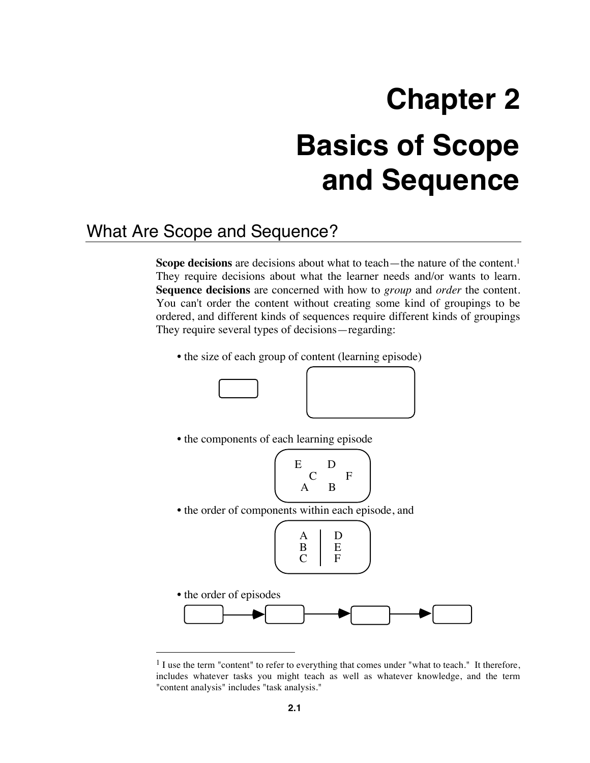# Chapter 2

# Basics of Scope and Sequence

## What Are Scope and Sequence?

**Scope decisions** are decisions about what to teach—the nature of the content.[1] They require decisions about what the learner needs and/or wants to learn. **Sequence decisions** are concerned with how to *group* and *order* the content. You can't order the content without creating some kind of groupings to be ordered, and different kinds of sequences require different kinds of groupings They require several types of decisions—regarding:

- the size of each group of content (learning episode)
- the components of each learning episode

  E D C F A B

- the order of components within each episode, and

  A B C | D E F

- the order of episodes

---

[1] I use the term "content" to refer to everything that comes under "what to teach." It therefore, includes whatever tasks you might teach as well as whatever knowledge, and the term "content analysis" includes "task analysis."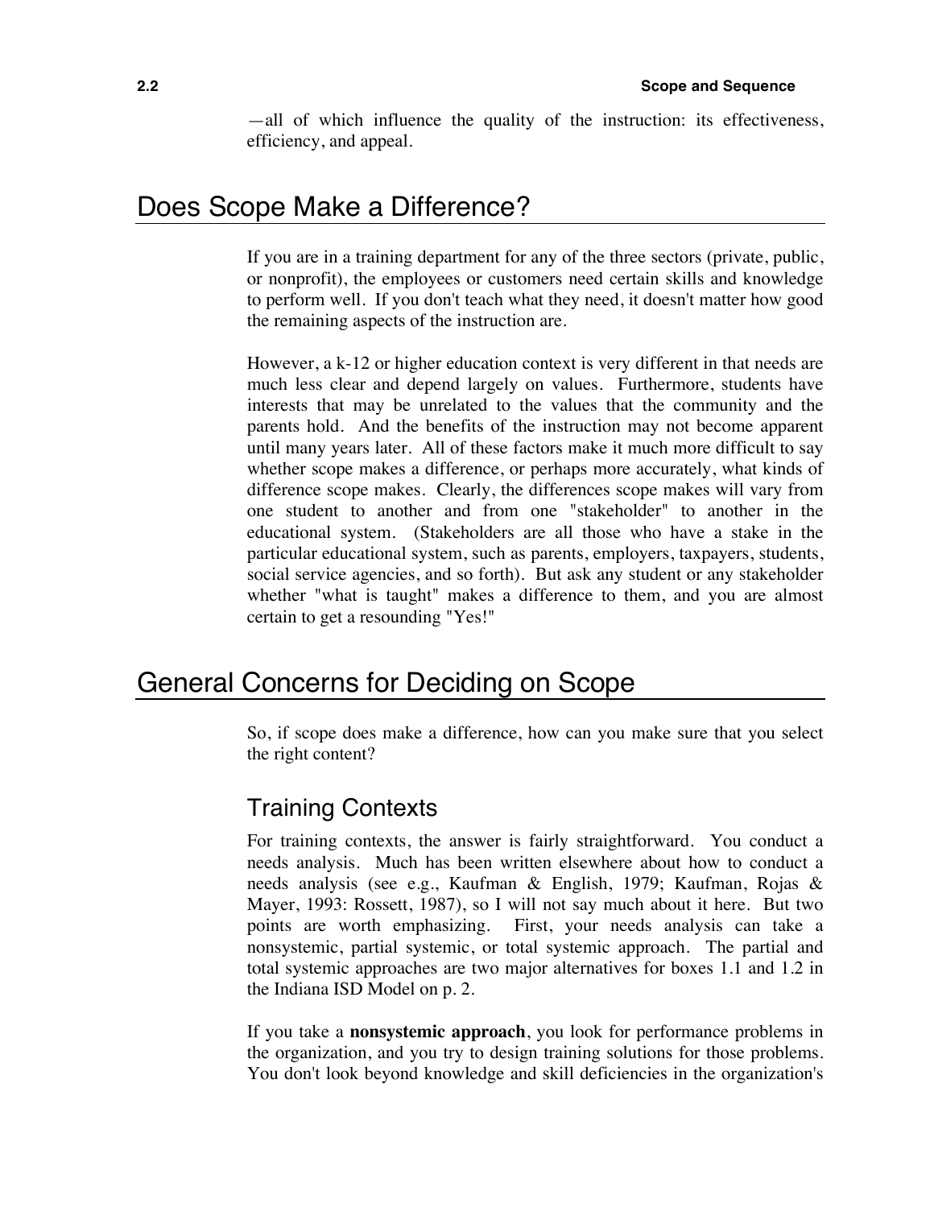—all of which influence the quality of the instruction: its effectiveness, efficiency, and appeal.

## Does Scope Make a Difference?

If you are in a training department for any of the three sectors (private, public, or nonprofit), the employees or customers need certain skills and knowledge to perform well. If you don't teach what they need, it doesn't matter how good the remaining aspects of the instruction are.

However, a k-12 or higher education context is very different in that needs are much less clear and depend largely on values. Furthermore, students have interests that may be unrelated to the values that the community and the parents hold. And the benefits of the instruction may not become apparent until many years later. All of these factors make it much more difficult to say whether scope makes a difference, or perhaps more accurately, what kinds of difference scope makes. Clearly, the differences scope makes will vary from one student to another and from one "stakeholder" to another in the educational system. (Stakeholders are all those who have a stake in the particular educational system, such as parents, employers, taxpayers, students, social service agencies, and so forth). But ask any student or any stakeholder whether "what is taught" makes a difference to them, and you are almost certain to get a resounding "Yes!"

## General Concerns for Deciding on Scope

So, if scope does make a difference, how can you make sure that you select the right content?

### Training Contexts

For training contexts, the answer is fairly straightforward. You conduct a needs analysis. Much has been written elsewhere about how to conduct a needs analysis (see e.g., Kaufman & English, 1979; Kaufman, Rojas & Mayer, 1993: Rossett, 1987), so I will not say much about it here. But two points are worth emphasizing. First, your needs analysis can take a nonsystemic, partial systemic, or total systemic approach. The partial and total systemic approaches are two major alternatives for boxes 1.1 and 1.2 in the Indiana ISD Model on p. 2.

If you take a **nonsystemic approach**, you look for performance problems in the organization, and you try to design training solutions for those problems. You don't look beyond knowledge and skill deficiencies in the organization's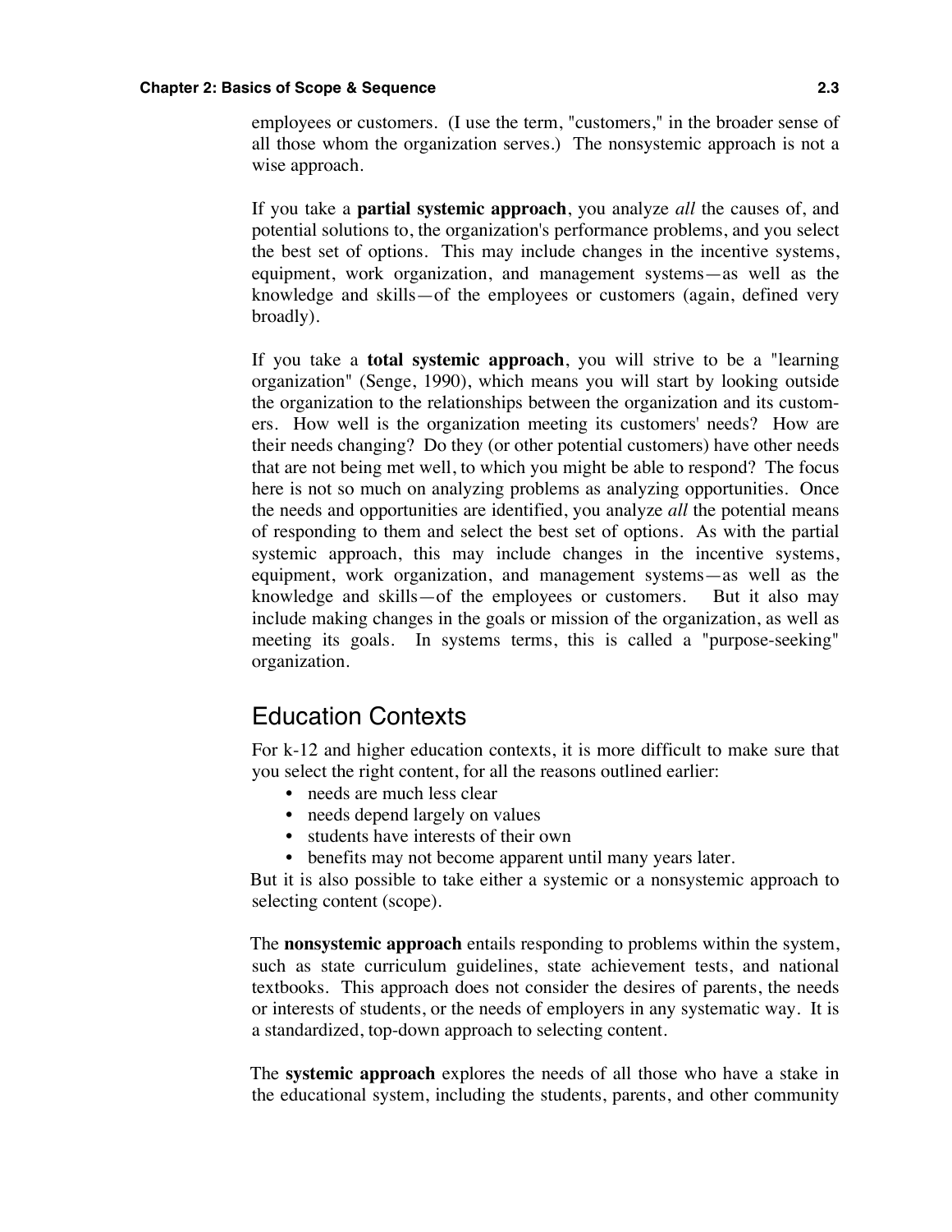employees or customers. (I use the term, "customers," in the broader sense of all those whom the organization serves.) The nonsystemic approach is not a wise approach.

If you take a **partial systemic approach**, you analyze *all* the causes of, and potential solutions to, the organization's performance problems, and you select the best set of options. This may include changes in the incentive systems, equipment, work organization, and management systems—as well as the knowledge and skills—of the employees or customers (again, defined very broadly).

If you take a **total systemic approach**, you will strive to be a "learning organization" (Senge, 1990), which means you will start by looking outside the organization to the relationships between the organization and its customers. How well is the organization meeting its customers' needs? How are their needs changing? Do they (or other potential customers) have other needs that are not being met well, to which you might be able to respond? The focus here is not so much on analyzing problems as analyzing opportunities. Once the needs and opportunities are identified, you analyze *all* the potential means of responding to them and select the best set of options. As with the partial systemic approach, this may include changes in the incentive systems, equipment, work organization, and management systems—as well as the knowledge and skills—of the employees or customers. But it also may include making changes in the goals or mission of the organization, as well as meeting its goals. In systems terms, this is called a "purpose-seeking" organization.

## Education Contexts

For k-12 and higher education contexts, it is more difficult to make sure that you select the right content, for all the reasons outlined earlier:

- needs are much less clear
- needs depend largely on values
- students have interests of their own
- benefits may not become apparent until many years later.

But it is also possible to take either a systemic or a nonsystemic approach to selecting content (scope).

The **nonsystemic approach** entails responding to problems within the system, such as state curriculum guidelines, state achievement tests, and national textbooks. This approach does not consider the desires of parents, the needs or interests of students, or the needs of employers in any systematic way. It is a standardized, top-down approach to selecting content.

The **systemic approach** explores the needs of all those who have a stake in the educational system, including the students, parents, and other community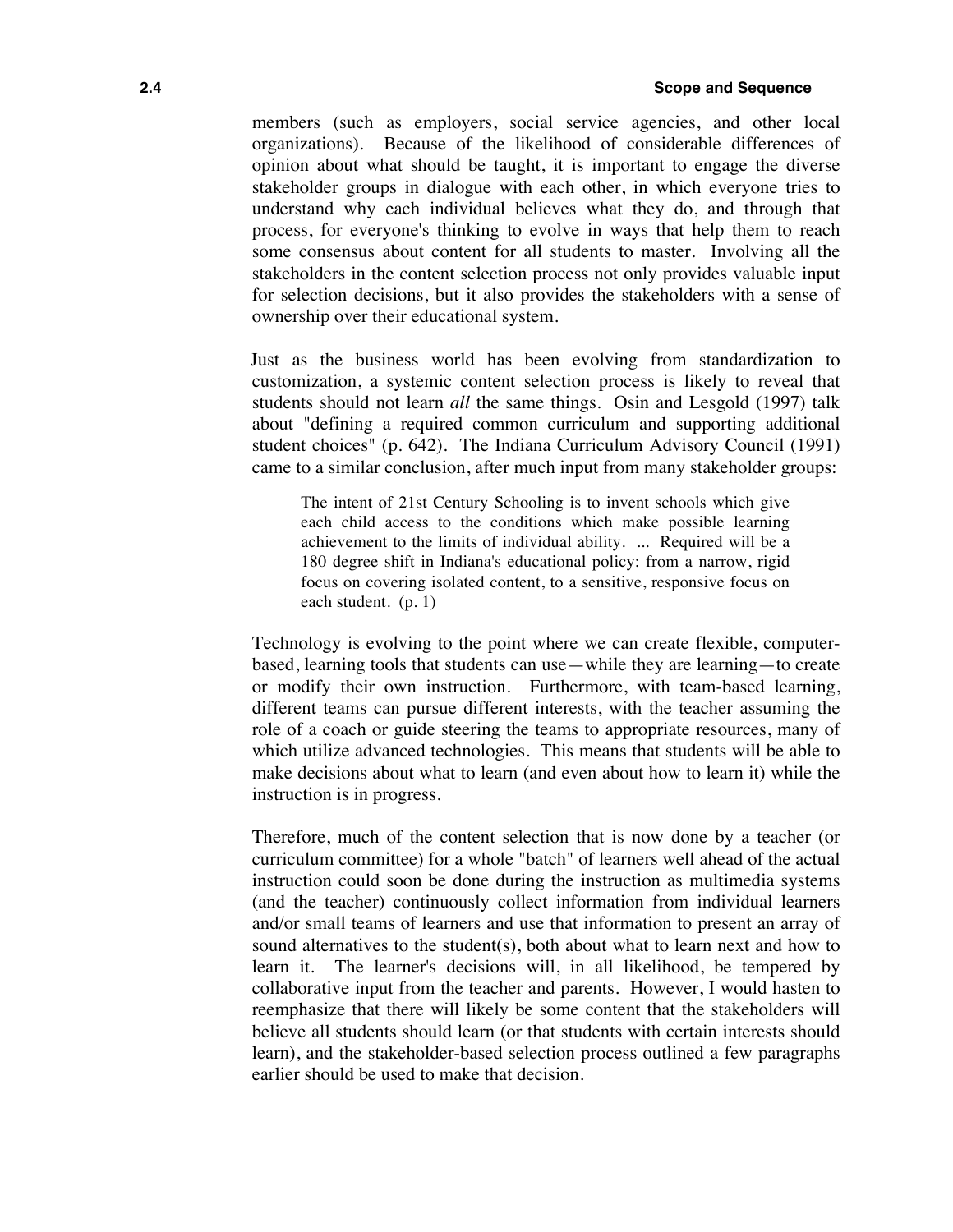members (such as employers, social service agencies, and other local organizations). Because of the likelihood of considerable differences of opinion about what should be taught, it is important to engage the diverse stakeholder groups in dialogue with each other, in which everyone tries to understand why each individual believes what they do, and through that process, for everyone's thinking to evolve in ways that help them to reach some consensus about content for all students to master. Involving all the stakeholders in the content selection process not only provides valuable input for selection decisions, but it also provides the stakeholders with a sense of ownership over their educational system.

Just as the business world has been evolving from standardization to customization, a systemic content selection process is likely to reveal that students should not learn *all* the same things. Osin and Lesgold (1997) talk about "defining a required common curriculum and supporting additional student choices" (p. 642). The Indiana Curriculum Advisory Council (1991) came to a similar conclusion, after much input from many stakeholder groups:

> The intent of 21st Century Schooling is to invent schools which give each child access to the conditions which make possible learning achievement to the limits of individual ability. ... Required will be a 180 degree shift in Indiana's educational policy: from a narrow, rigid focus on covering isolated content, to a sensitive, responsive focus on each student. (p. 1)

Technology is evolving to the point where we can create flexible, computer-based, learning tools that students can use—while they are learning—to create or modify their own instruction. Furthermore, with team-based learning, different teams can pursue different interests, with the teacher assuming the role of a coach or guide steering the teams to appropriate resources, many of which utilize advanced technologies. This means that students will be able to make decisions about what to learn (and even about how to learn it) while the instruction is in progress.

Therefore, much of the content selection that is now done by a teacher (or curriculum committee) for a whole "batch" of learners well ahead of the actual instruction could soon be done during the instruction as multimedia systems (and the teacher) continuously collect information from individual learners and/or small teams of learners and use that information to present an array of sound alternatives to the student(s), both about what to learn next and how to learn it. The learner's decisions will, in all likelihood, be tempered by collaborative input from the teacher and parents. However, I would hasten to reemphasize that there will likely be some content that the stakeholders will believe all students should learn (or that students with certain interests should learn), and the stakeholder-based selection process outlined a few paragraphs earlier should be used to make that decision.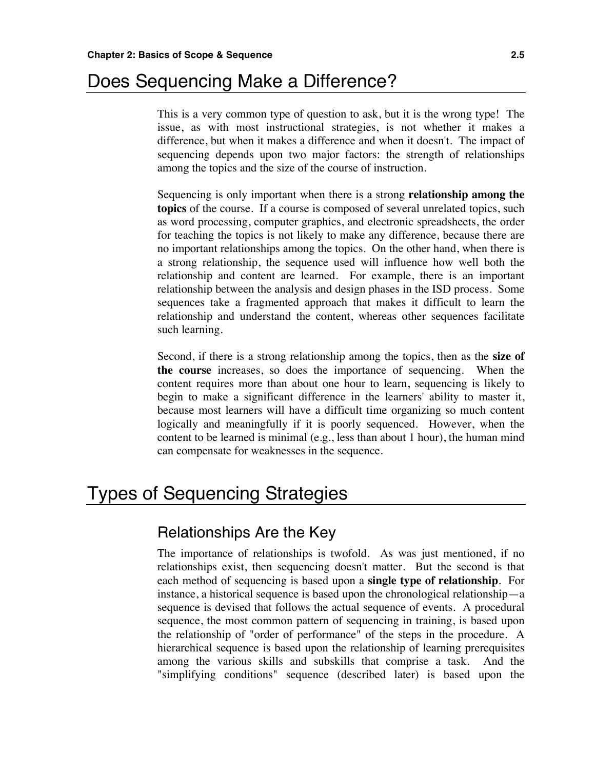# Does Sequencing Make a Difference?

This is a very common type of question to ask, but it is the wrong type! The issue, as with most instructional strategies, is not whether it makes a difference, but when it makes a difference and when it doesn't. The impact of sequencing depends upon two major factors: the strength of relationships among the topics and the size of the course of instruction.

Sequencing is only important when there is a strong **relationship among the topics** of the course. If a course is composed of several unrelated topics, such as word processing, computer graphics, and electronic spreadsheets, the order for teaching the topics is not likely to make any difference, because there are no important relationships among the topics. On the other hand, when there is a strong relationship, the sequence used will influence how well both the relationship and content are learned. For example, there is an important relationship between the analysis and design phases in the ISD process. Some sequences take a fragmented approach that makes it difficult to learn the relationship and understand the content, whereas other sequences facilitate such learning.

Second, if there is a strong relationship among the topics, then as the **size of the course** increases, so does the importance of sequencing. When the content requires more than about one hour to learn, sequencing is likely to begin to make a significant difference in the learners' ability to master it, because most learners will have a difficult time organizing so much content logically and meaningfully if it is poorly sequenced. However, when the content to be learned is minimal (e.g., less than about 1 hour), the human mind can compensate for weaknesses in the sequence.

# Types of Sequencing Strategies

## Relationships Are the Key

The importance of relationships is twofold. As was just mentioned, if no relationships exist, then sequencing doesn't matter. But the second is that each method of sequencing is based upon a **single type of relationship**. For instance, a historical sequence is based upon the chronological relationship—a sequence is devised that follows the actual sequence of events. A procedural sequence, the most common pattern of sequencing in training, is based upon the relationship of "order of performance" of the steps in the procedure. A hierarchical sequence is based upon the relationship of learning prerequisites among the various skills and subskills that comprise a task. And the "simplifying conditions" sequence (described later) is based upon the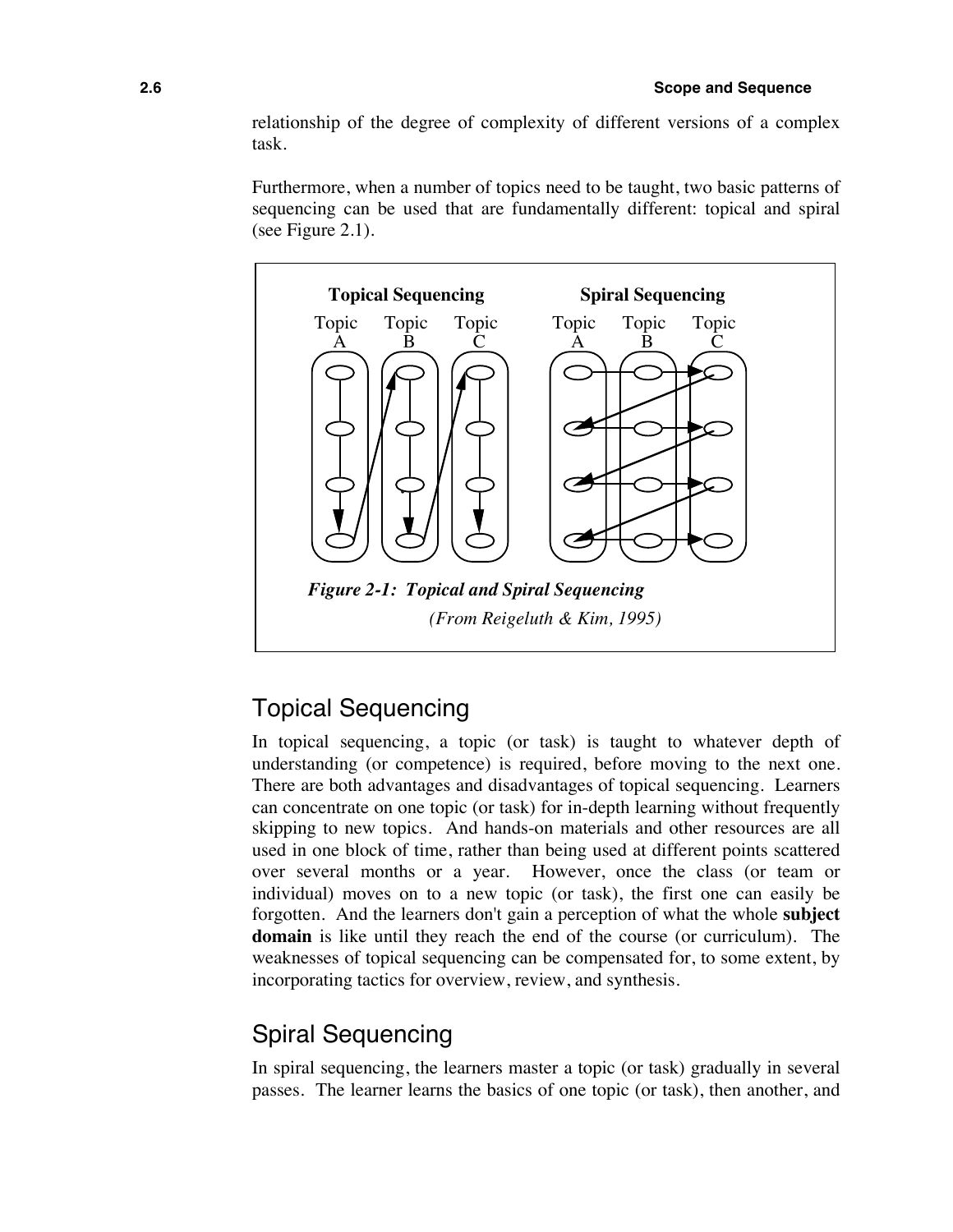relationship of the degree of complexity of different versions of a complex task.

Furthermore, when a number of topics need to be taught, two basic patterns of sequencing can be used that are fundamentally different: topical and spiral (see Figure 2.1).

**Topical Sequencing**

Topic A Topic B Topic C

**Spiral Sequencing**

Topic A Topic B Topic C

***Figure 2-1: Topical and Spiral Sequencing***

*(From Reigeluth & Kim, 1995)*

## Topical Sequencing

In topical sequencing, a topic (or task) is taught to whatever depth of understanding (or competence) is required, before moving to the next one. There are both advantages and disadvantages of topical sequencing. Learners can concentrate on one topic (or task) for in-depth learning without frequently skipping to new topics. And hands-on materials and other resources are all used in one block of time, rather than being used at different points scattered over several months or a year. However, once the class (or team or individual) moves on to a new topic (or task), the first one can easily be forgotten. And the learners don't gain a perception of what the whole **subject domain** is like until they reach the end of the course (or curriculum). The weaknesses of topical sequencing can be compensated for, to some extent, by incorporating tactics for overview, review, and synthesis.

## Spiral Sequencing

In spiral sequencing, the learners master a topic (or task) gradually in several passes. The learner learns the basics of one topic (or task), then another, and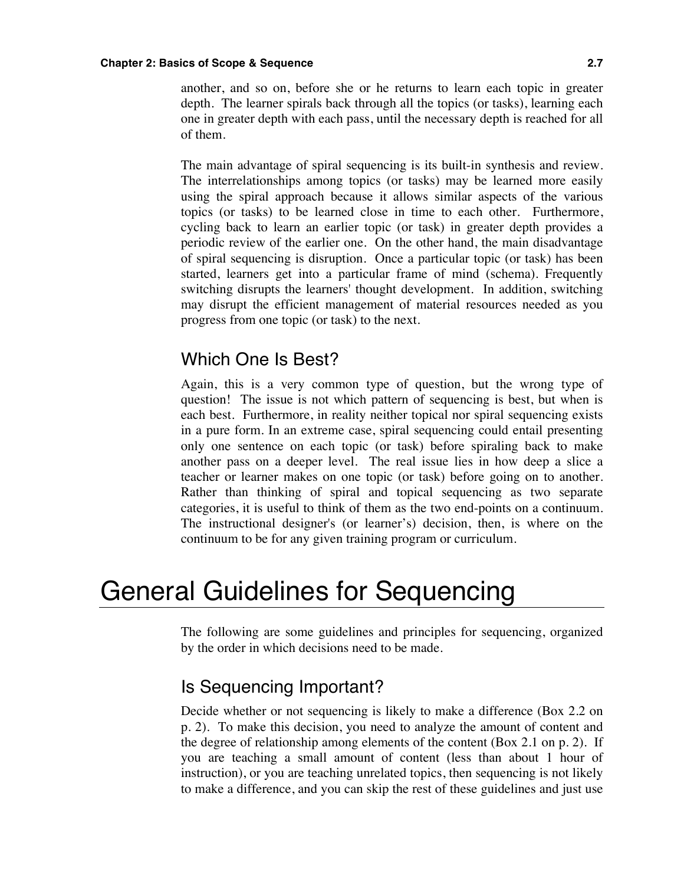another, and so on, before she or he returns to learn each topic in greater depth. The learner spirals back through all the topics (or tasks), learning each one in greater depth with each pass, until the necessary depth is reached for all of them.

The main advantage of spiral sequencing is its built-in synthesis and review. The interrelationships among topics (or tasks) may be learned more easily using the spiral approach because it allows similar aspects of the various topics (or tasks) to be learned close in time to each other. Furthermore, cycling back to learn an earlier topic (or task) in greater depth provides a periodic review of the earlier one. On the other hand, the main disadvantage of spiral sequencing is disruption. Once a particular topic (or task) has been started, learners get into a particular frame of mind (schema). Frequently switching disrupts the learners' thought development. In addition, switching may disrupt the efficient management of material resources needed as you progress from one topic (or task) to the next.

### Which One Is Best?

Again, this is a very common type of question, but the wrong type of question! The issue is not which pattern of sequencing is best, but when is each best. Furthermore, in reality neither topical nor spiral sequencing exists in a pure form. In an extreme case, spiral sequencing could entail presenting only one sentence on each topic (or task) before spiraling back to make another pass on a deeper level. The real issue lies in how deep a slice a teacher or learner makes on one topic (or task) before going on to another. Rather than thinking of spiral and topical sequencing as two separate categories, it is useful to think of them as the two end-points on a continuum. The instructional designer's (or learner's) decision, then, is where on the continuum to be for any given training program or curriculum.

# General Guidelines for Sequencing

The following are some guidelines and principles for sequencing, organized by the order in which decisions need to be made.

### Is Sequencing Important?

Decide whether or not sequencing is likely to make a difference (Box 2.2 on p. 2). To make this decision, you need to analyze the amount of content and the degree of relationship among elements of the content (Box 2.1 on p. 2). If you are teaching a small amount of content (less than about 1 hour of instruction), or you are teaching unrelated topics, then sequencing is not likely to make a difference, and you can skip the rest of these guidelines and just use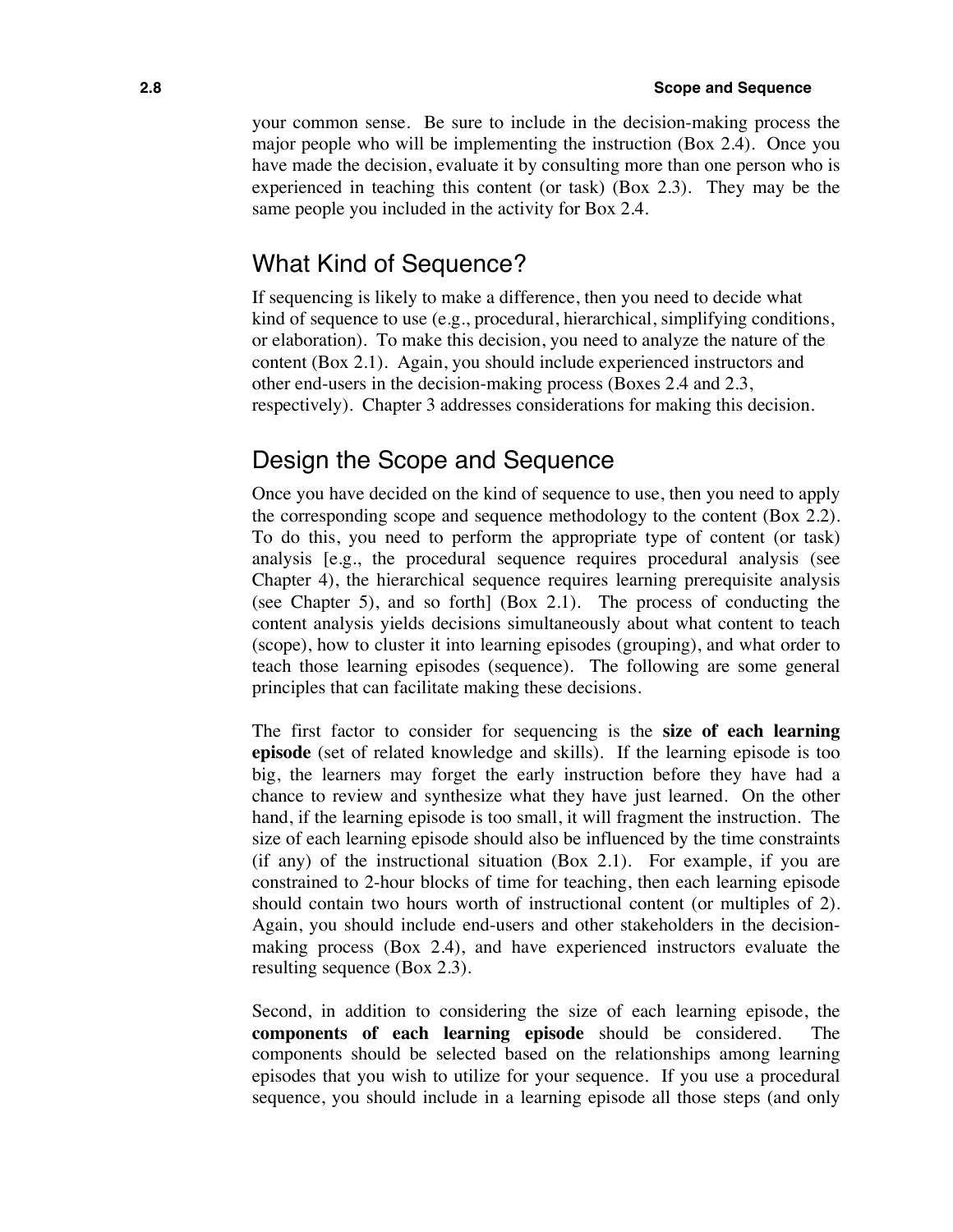your common sense. Be sure to include in the decision-making process the major people who will be implementing the instruction (Box 2.4). Once you have made the decision, evaluate it by consulting more than one person who is experienced in teaching this content (or task) (Box 2.3). They may be the same people you included in the activity for Box 2.4.

## What Kind of Sequence?

If sequencing is likely to make a difference, then you need to decide what kind of sequence to use (e.g., procedural, hierarchical, simplifying conditions, or elaboration). To make this decision, you need to analyze the nature of the content (Box 2.1). Again, you should include experienced instructors and other end-users in the decision-making process (Boxes 2.4 and 2.3, respectively). Chapter 3 addresses considerations for making this decision.

## Design the Scope and Sequence

Once you have decided on the kind of sequence to use, then you need to apply the corresponding scope and sequence methodology to the content (Box 2.2). To do this, you need to perform the appropriate type of content (or task) analysis [e.g., the procedural sequence requires procedural analysis (see Chapter 4), the hierarchical sequence requires learning prerequisite analysis (see Chapter 5), and so forth] (Box 2.1). The process of conducting the content analysis yields decisions simultaneously about what content to teach (scope), how to cluster it into learning episodes (grouping), and what order to teach those learning episodes (sequence). The following are some general principles that can facilitate making these decisions.

The first factor to consider for sequencing is the **size of each learning episode** (set of related knowledge and skills). If the learning episode is too big, the learners may forget the early instruction before they have had a chance to review and synthesize what they have just learned. On the other hand, if the learning episode is too small, it will fragment the instruction. The size of each learning episode should also be influenced by the time constraints (if any) of the instructional situation (Box 2.1). For example, if you are constrained to 2-hour blocks of time for teaching, then each learning episode should contain two hours worth of instructional content (or multiples of 2). Again, you should include end-users and other stakeholders in the decision-making process (Box 2.4), and have experienced instructors evaluate the resulting sequence (Box 2.3).

Second, in addition to considering the size of each learning episode, the **components of each learning episode** should be considered. The components should be selected based on the relationships among learning episodes that you wish to utilize for your sequence. If you use a procedural sequence, you should include in a learning episode all those steps (and only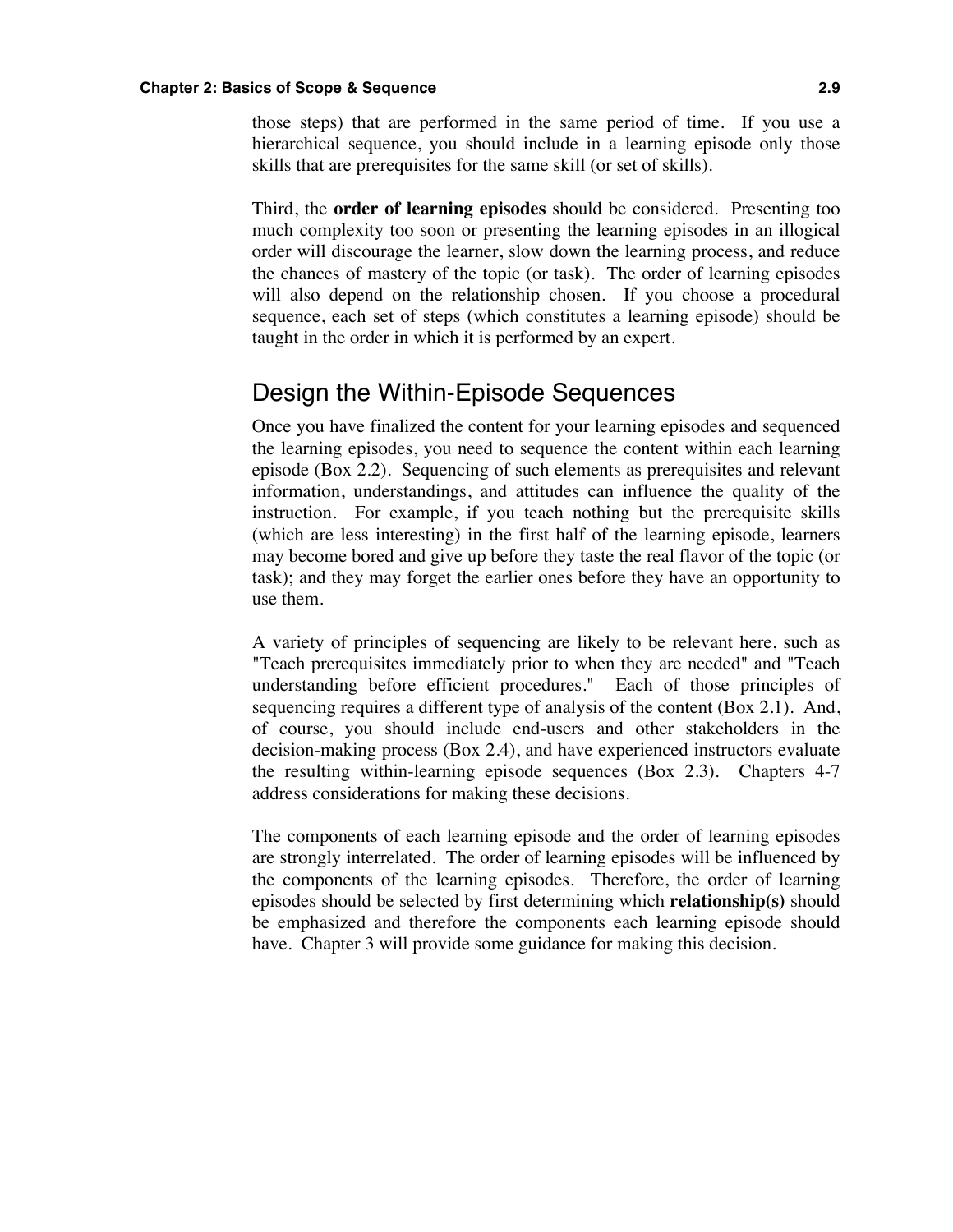those steps) that are performed in the same period of time. If you use a hierarchical sequence, you should include in a learning episode only those skills that are prerequisites for the same skill (or set of skills).

Third, the **order of learning episodes** should be considered. Presenting too much complexity too soon or presenting the learning episodes in an illogical order will discourage the learner, slow down the learning process, and reduce the chances of mastery of the topic (or task). The order of learning episodes will also depend on the relationship chosen. If you choose a procedural sequence, each set of steps (which constitutes a learning episode) should be taught in the order in which it is performed by an expert.

## Design the Within-Episode Sequences

Once you have finalized the content for your learning episodes and sequenced the learning episodes, you need to sequence the content within each learning episode (Box 2.2). Sequencing of such elements as prerequisites and relevant information, understandings, and attitudes can influence the quality of the instruction. For example, if you teach nothing but the prerequisite skills (which are less interesting) in the first half of the learning episode, learners may become bored and give up before they taste the real flavor of the topic (or task); and they may forget the earlier ones before they have an opportunity to use them.

A variety of principles of sequencing are likely to be relevant here, such as "Teach prerequisites immediately prior to when they are needed" and "Teach understanding before efficient procedures." Each of those principles of sequencing requires a different type of analysis of the content (Box 2.1). And, of course, you should include end-users and other stakeholders in the decision-making process (Box 2.4), and have experienced instructors evaluate the resulting within-learning episode sequences (Box 2.3). Chapters 4-7 address considerations for making these decisions.

The components of each learning episode and the order of learning episodes are strongly interrelated. The order of learning episodes will be influenced by the components of the learning episodes. Therefore, the order of learning episodes should be selected by first determining which **relationship(s)** should be emphasized and therefore the components each learning episode should have. Chapter 3 will provide some guidance for making this decision.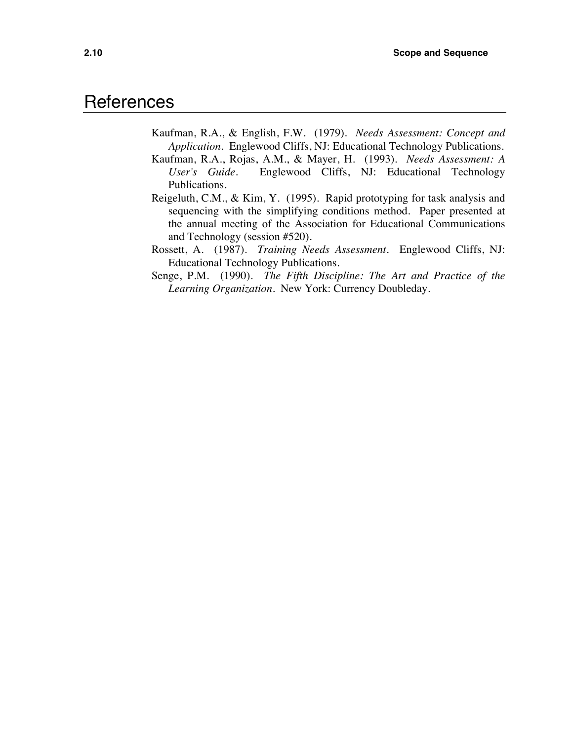# References

Kaufman, R.A., & English, F.W. (1979). *Needs Assessment: Concept and Application*. Englewood Cliffs, NJ: Educational Technology Publications.

Kaufman, R.A., Rojas, A.M., & Mayer, H. (1993). *Needs Assessment: A User's Guide*. Englewood Cliffs, NJ: Educational Technology Publications.

Reigeluth, C.M., & Kim, Y. (1995). Rapid prototyping for task analysis and sequencing with the simplifying conditions method. Paper presented at the annual meeting of the Association for Educational Communications and Technology (session #520).

Rossett, A. (1987). *Training Needs Assessment*. Englewood Cliffs, NJ: Educational Technology Publications.

Senge, P.M. (1990). *The Fifth Discipline: The Art and Practice of the Learning Organization*. New York: Currency Doubleday.